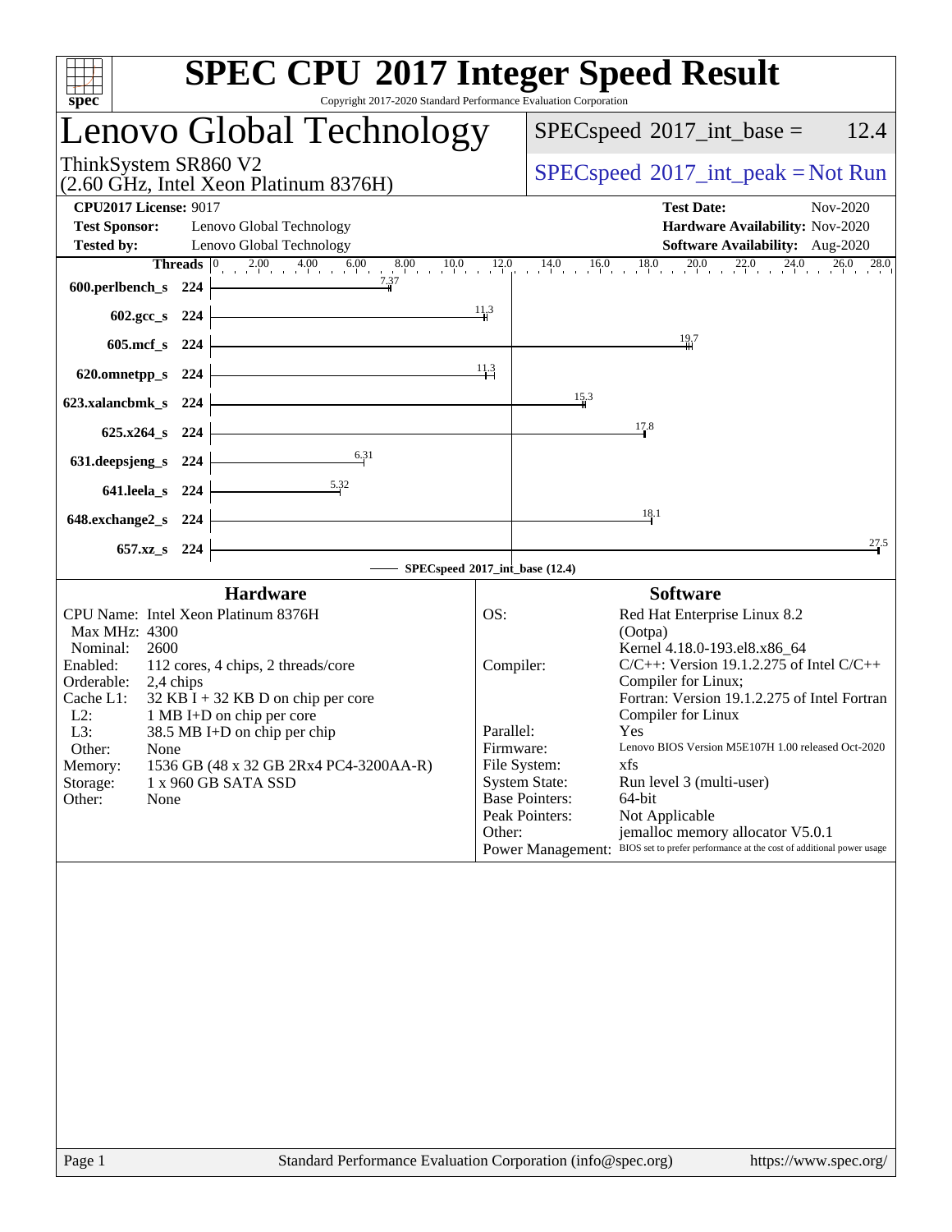# SPEC CPU 2017 Integer Speed Result

Copyright 2017-2020 Standard Performance Evaluation Corporation

## Lenovo Global Technology

ThinkSystem SR860 V2
(2.60 GHz, Intel Xeon Platinum 8376H)

SPECspeed 2017_int_base = 12.4

SPECspeed 2017_int_peak = Not Run

**CPU2017 License:** 9017
**Test Sponsor:** Lenovo Global Technology
**Tested by:** Lenovo Global Technology
**Test Date:** Nov-2020
**Hardware Availability:** Nov-2020
**Software Availability:** Aug-2020

| Benchmark | Threads | Base Ratio |
| --- | --- | --- |
| 600.perlbench_s | 224 | 7.37 |
| 602.gcc_s | 224 | 11.3 |
| 605.mcf_s | 224 | 19.7 |
| 620.omnetpp_s | 224 | 11.3 |
| 623.xalancbmk_s | 224 | 15.3 |
| 625.x264_s | 224 | 17.8 |
| 631.deepsjeng_s | 224 | 6.31 |
| 641.leela_s | 224 | 5.32 |
| 648.exchange2_s | 224 | 18.1 |
| 657.xz_s | 224 | 27.5 |

SPECspeed 2017_int_base (12.4)

### Hardware

- CPU Name: Intel Xeon Platinum 8376H
- Max MHz: 4300
- Nominal: 2600
- Enabled: 112 cores, 4 chips, 2 threads/core
- Orderable: 2,4 chips
- Cache L1: 32 KB I + 32 KB D on chip per core
- L2: 1 MB I+D on chip per core
- L3: 38.5 MB I+D on chip per chip
- Other: None
- Memory: 1536 GB (48 x 32 GB 2Rx4 PC4-3200AA-R)
- Storage: 1 x 960 GB SATA SSD
- Other: None

### Software

- OS: Red Hat Enterprise Linux 8.2 (Ootpa) Kernel 4.18.0-193.el8.x86_64
- Compiler: C/C++: Version 19.1.2.275 of Intel C/C++ Compiler for Linux; Fortran: Version 19.1.2.275 of Intel Fortran Compiler for Linux
- Parallel: Yes
- Firmware: Lenovo BIOS Version M5E107H 1.00 released Oct-2020
- File System: xfs
- System State: Run level 3 (multi-user)
- Base Pointers: 64-bit
- Peak Pointers: Not Applicable
- Other: jemalloc memory allocator V5.0.1
- Power Management: BIOS set to prefer performance at the cost of additional power usage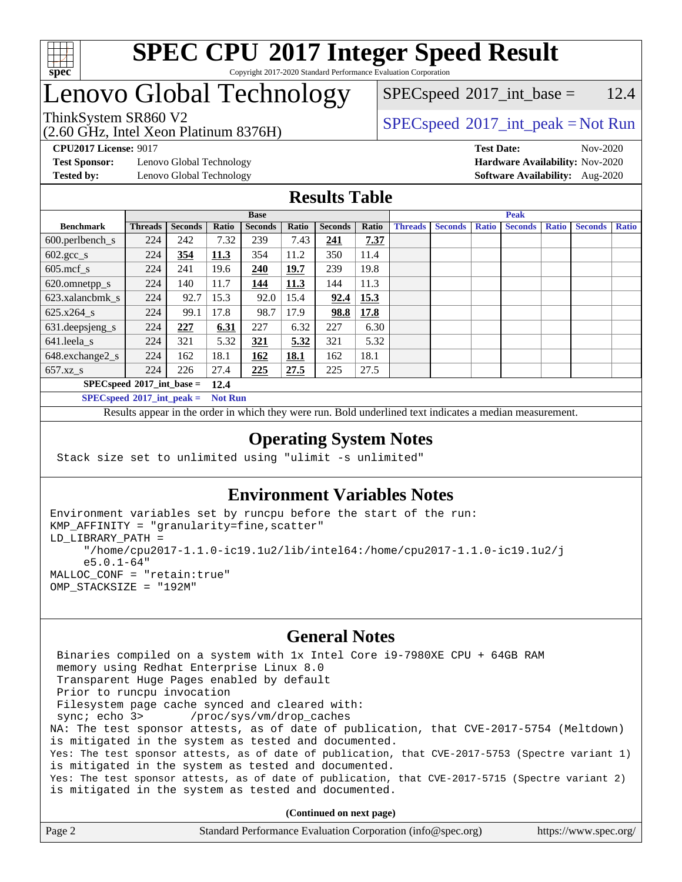# SPEC CPU 2017 Integer Speed Result

Copyright 2017-2020 Standard Performance Evaluation Corporation

# Lenovo Global Technology

ThinkSystem SR860 V2
(2.60 GHz, Intel Xeon Platinum 8376H)

SPECspeed 2017_int_base = 12.4

SPECspeed 2017_int_peak = Not Run

**CPU2017 License:** 9017
**Test Sponsor:** Lenovo Global Technology
**Tested by:** Lenovo Global Technology

**Test Date:** Nov-2020
**Hardware Availability:** Nov-2020
**Software Availability:** Aug-2020

## Results Table

| Benchmark | Base | | | | | | | Peak | | | | | | |
|---|---|---|---|---|---|---|---|---|---|---|---|---|---|---|
| | Threads | Seconds | Ratio | Seconds | Ratio | Seconds | Ratio | Threads | Seconds | Ratio | Seconds | Ratio | Seconds | Ratio |
| 600.perlbench_s | 224 | 242 | 7.32 | 239 | 7.43 | **241** | **7.37** | | | | | | | |
| 602.gcc_s | 224 | **354** | **11.3** | 354 | 11.2 | 350 | 11.4 | | | | | | | |
| 605.mcf_s | 224 | 241 | 19.6 | **240** | **19.7** | 239 | 19.8 | | | | | | | |
| 620.omnetpp_s | 224 | 140 | 11.7 | **144** | **11.3** | 144 | 11.3 | | | | | | | |
| 623.xalancbmk_s | 224 | 92.7 | 15.3 | 92.0 | 15.4 | **92.4** | **15.3** | | | | | | | |
| 625.x264_s | 224 | 99.1 | 17.8 | 98.7 | 17.9 | **98.8** | **17.8** | | | | | | | |
| 631.deepsjeng_s | 224 | **227** | **6.31** | 227 | 6.32 | 227 | 6.30 | | | | | | | |
| 641.leela_s | 224 | 321 | 5.32 | **321** | **5.32** | 321 | 5.32 | | | | | | | |
| 648.exchange2_s | 224 | 162 | 18.1 | **162** | **18.1** | 162 | 18.1 | | | | | | | |
| 657.xz_s | 224 | 226 | 27.4 | **225** | **27.5** | 225 | 27.5 | | | | | | | |

**SPECspeed 2017_int_base = 12.4**

**SPECspeed 2017_int_peak = Not Run**

Results appear in the order in which they were run. Bold underlined text indicates a median measurement.

## Operating System Notes

```
Stack size set to unlimited using "ulimit -s unlimited"
```

## Environment Variables Notes

```
Environment variables set by runcpu before the start of the run:
KMP_AFFINITY = "granularity=fine,scatter"
LD_LIBRARY_PATH =
     "/home/cpu2017-1.1.0-ic19.1u2/lib/intel64:/home/cpu2017-1.1.0-ic19.1u2/j
     e5.0.1-64"
MALLOC_CONF = "retain:true"
OMP_STACKSIZE = "192M"
```

## General Notes

```
 Binaries compiled on a system with 1x Intel Core i9-7980XE CPU + 64GB RAM
 memory using Redhat Enterprise Linux 8.0
 Transparent Huge Pages enabled by default
 Prior to runcpu invocation
 Filesystem page cache synced and cleared with:
 sync; echo 3>       /proc/sys/vm/drop_caches
NA: The test sponsor attests, as of date of publication, that CVE-2017-5754 (Meltdown)
is mitigated in the system as tested and documented.
Yes: The test sponsor attests, as of date of publication, that CVE-2017-5753 (Spectre variant 1)
is mitigated in the system as tested and documented.
Yes: The test sponsor attests, as of date of publication, that CVE-2017-5715 (Spectre variant 2)
is mitigated in the system as tested and documented.
```

**(Continued on next page)**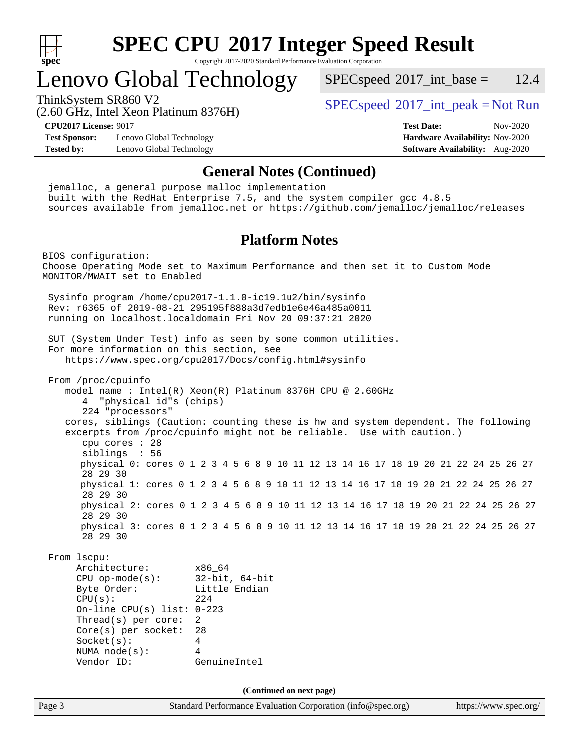# SPEC CPU 2017 Integer Speed Result

Copyright 2017-2020 Standard Performance Evaluation Corporation

## Lenovo Global Technology

ThinkSystem SR860 V2
(2.60 GHz, Intel Xeon Platinum 8376H)

SPECspeed 2017_int_base = 12.4

SPECspeed 2017_int_peak = Not Run

**CPU2017 License:** 9017
**Test Sponsor:** Lenovo Global Technology
**Tested by:** Lenovo Global Technology

**Test Date:** Nov-2020
**Hardware Availability:** Nov-2020
**Software Availability:** Aug-2020

### General Notes (Continued)

```
jemalloc, a general purpose malloc implementation
built with the RedHat Enterprise 7.5, and the system compiler gcc 4.8.5
sources available from jemalloc.net or https://github.com/jemalloc/jemalloc/releases
```

### Platform Notes

```
BIOS configuration:
Choose Operating Mode set to Maximum Performance and then set it to Custom Mode
MONITOR/MWAIT set to Enabled

 Sysinfo program /home/cpu2017-1.1.0-ic19.1u2/bin/sysinfo
 Rev: r6365 of 2019-08-21 295195f888a3d7edb1e6e46a485a0011
 running on localhost.localdomain Fri Nov 20 09:37:21 2020

 SUT (System Under Test) info as seen by some common utilities.
 For more information on this section, see
    https://www.spec.org/cpu2017/Docs/config.html#sysinfo

 From /proc/cpuinfo
    model name : Intel(R) Xeon(R) Platinum 8376H CPU @ 2.60GHz
       4  "physical id"s (chips)
       224 "processors"
    cores, siblings (Caution: counting these is hw and system dependent. The following
    excerpts from /proc/cpuinfo might not be reliable.  Use with caution.)
       cpu cores : 28
       siblings  : 56
       physical 0: cores 0 1 2 3 4 5 6 8 9 10 11 12 13 14 16 17 18 19 20 21 22 24 25 26 27
       28 29 30
       physical 1: cores 0 1 2 3 4 5 6 8 9 10 11 12 13 14 16 17 18 19 20 21 22 24 25 26 27
       28 29 30
       physical 2: cores 0 1 2 3 4 5 6 8 9 10 11 12 13 14 16 17 18 19 20 21 22 24 25 26 27
       28 29 30
       physical 3: cores 0 1 2 3 4 5 6 8 9 10 11 12 13 14 16 17 18 19 20 21 22 24 25 26 27
       28 29 30

 From lscpu:
      Architecture:          x86_64
      CPU op-mode(s):        32-bit, 64-bit
      Byte Order:            Little Endian
      CPU(s):                224
      On-line CPU(s) list: 0-223
      Thread(s) per core:    2
      Core(s) per socket:    28
      Socket(s):             4
      NUMA node(s):          4
      Vendor ID:             GenuineIntel
```

(Continued on next page)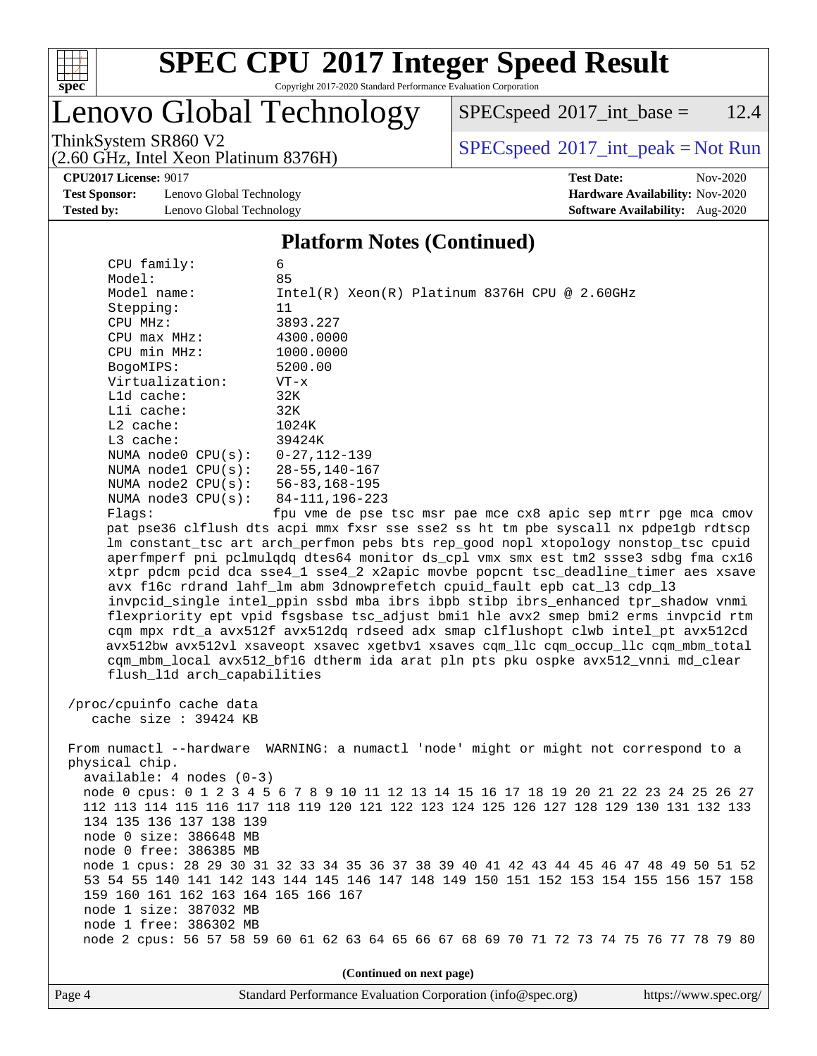# SPEC CPU 2017 Integer Speed Result

Copyright 2017-2020 Standard Performance Evaluation Corporation

## Lenovo Global Technology

ThinkSystem SR860 V2
(2.60 GHz, Intel Xeon Platinum 8376H)

SPECspeed 2017_int_base = 12.4

SPECspeed 2017_int_peak = Not Run

**CPU2017 License:** 9017
**Test Sponsor:** Lenovo Global Technology
**Tested by:** Lenovo Global Technology

**Test Date:** Nov-2020
**Hardware Availability:** Nov-2020
**Software Availability:** Aug-2020

### Platform Notes (Continued)

```
    CPU family:          6
    Model:               85
    Model name:          Intel(R) Xeon(R) Platinum 8376H CPU @ 2.60GHz
    Stepping:            11
    CPU MHz:             3893.227
    CPU max MHz:         4300.0000
    CPU min MHz:         1000.0000
    BogoMIPS:            5200.00
    Virtualization:      VT-x
    L1d cache:           32K
    L1i cache:           32K
    L2 cache:            1024K
    L3 cache:            39424K
    NUMA node0 CPU(s):   0-27,112-139
    NUMA node1 CPU(s):   28-55,140-167
    NUMA node2 CPU(s):   56-83,168-195
    NUMA node3 CPU(s):   84-111,196-223
    Flags:               fpu vme de pse tsc msr pae mce cx8 apic sep mtrr pge mca cmov
    pat pse36 clflush dts acpi mmx fxsr sse sse2 ss ht tm pbe syscall nx pdpe1gb rdtscp
    lm constant_tsc art arch_perfmon pebs bts rep_good nopl xtopology nonstop_tsc cpuid
    aperfmperf pni pclmulqdq dtes64 monitor ds_cpl vmx smx est tm2 ssse3 sdbg fma cx16
    xtpr pdcm pcid dca sse4_1 sse4_2 x2apic movbe popcnt tsc_deadline_timer aes xsave
    avx f16c rdrand lahf_lm abm 3dnowprefetch cpuid_fault epb cat_l3 cdp_l3
    invpcid_single intel_ppin ssbd mba ibrs ibpb stibp ibrs_enhanced tpr_shadow vnmi
    flexpriority ept vpid fsgsbase tsc_adjust bmi1 hle avx2 smep bmi2 erms invpcid rtm
    cqm mpx rdt_a avx512f avx512dq rdseed adx smap clflushopt clwb intel_pt avx512cd
    avx512bw avx512vl xsaveopt xsavec xgetbv1 xsaves cqm_llc cqm_occup_llc cqm_mbm_total
    cqm_mbm_local avx512_bf16 dtherm ida arat pln pts pku ospke avx512_vnni md_clear
    flush_l1d arch_capabilities

 /proc/cpuinfo cache data
    cache size : 39424 KB

 From numactl --hardware  WARNING: a numactl 'node' might or might not correspond to a
 physical chip.
   available: 4 nodes (0-3)
   node 0 cpus: 0 1 2 3 4 5 6 7 8 9 10 11 12 13 14 15 16 17 18 19 20 21 22 23 24 25 26 27
   112 113 114 115 116 117 118 119 120 121 122 123 124 125 126 127 128 129 130 131 132 133
   134 135 136 137 138 139
   node 0 size: 386648 MB
   node 0 free: 386385 MB
   node 1 cpus: 28 29 30 31 32 33 34 35 36 37 38 39 40 41 42 43 44 45 46 47 48 49 50 51 52
   53 54 55 140 141 142 143 144 145 146 147 148 149 150 151 152 153 154 155 156 157 158
   159 160 161 162 163 164 165 166 167
   node 1 size: 387032 MB
   node 1 free: 386302 MB
   node 2 cpus: 56 57 58 59 60 61 62 63 64 65 66 67 68 69 70 71 72 73 74 75 76 77 78 79 80
```

(Continued on next page)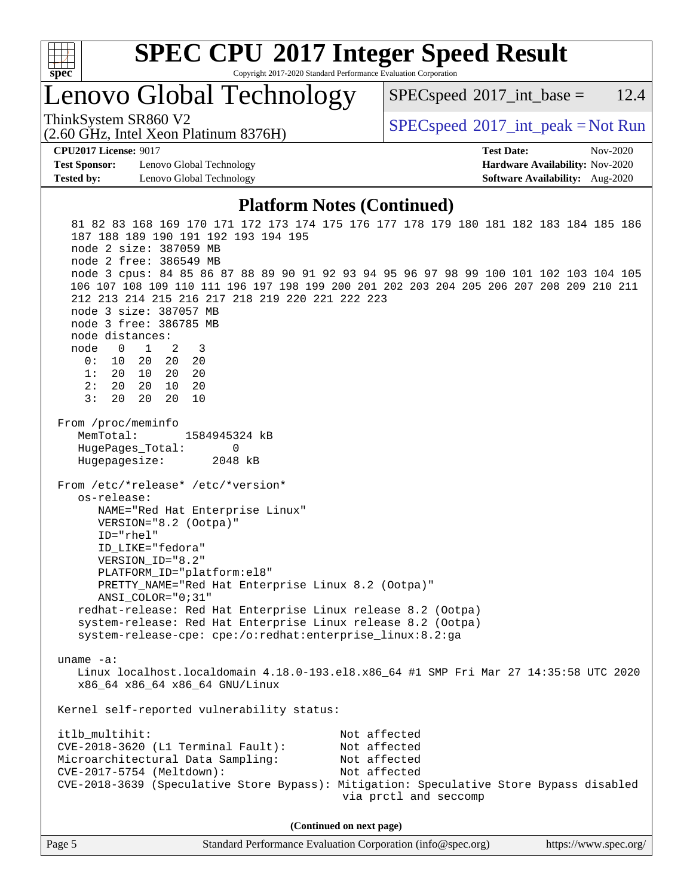## Platform Notes (Continued)

```
   81 82 83 168 169 170 171 172 173 174 175 176 177 178 179 180 181 182 183 184 185 186
   187 188 189 190 191 192 193 194 195
   node 2 size: 387059 MB
   node 2 free: 386549 MB
   node 3 cpus: 84 85 86 87 88 89 90 91 92 93 94 95 96 97 98 99 100 101 102 103 104 105
   106 107 108 109 110 111 196 197 198 199 200 201 202 203 204 205 206 207 208 209 210 211
   212 213 214 215 216 217 218 219 220 221 222 223
   node 3 size: 387057 MB
   node 3 free: 386785 MB
   node distances:
   node   0   1   2   3
     0:  10  20  20  20
     1:  20  10  20  20
     2:  20  20  10  20
     3:  20  20  20  10

From /proc/meminfo
   MemTotal:       1584945324 kB
   HugePages_Total:       0
   Hugepagesize:       2048 kB

From /etc/*release* /etc/*version*
   os-release:
      NAME="Red Hat Enterprise Linux"
      VERSION="8.2 (Ootpa)"
      ID="rhel"
      ID_LIKE="fedora"
      VERSION_ID="8.2"
      PLATFORM_ID="platform:el8"
      PRETTY_NAME="Red Hat Enterprise Linux 8.2 (Ootpa)"
      ANSI_COLOR="0;31"
   redhat-release: Red Hat Enterprise Linux release 8.2 (Ootpa)
   system-release: Red Hat Enterprise Linux release 8.2 (Ootpa)
   system-release-cpe: cpe:/o:redhat:enterprise_linux:8.2:ga

uname -a:
   Linux localhost.localdomain 4.18.0-193.el8.x86_64 #1 SMP Fri Mar 27 14:35:58 UTC 2020
   x86_64 x86_64 x86_64 GNU/Linux

Kernel self-reported vulnerability status:

itlb_multihit:                                   Not affected
CVE-2018-3620 (L1 Terminal Fault):               Not affected
Microarchitectural Data Sampling:                Not affected
CVE-2017-5754 (Meltdown):                        Not affected
CVE-2018-3639 (Speculative Store Bypass): Mitigation: Speculative Store Bypass disabled
                                                  via prctl and seccomp
```

(Continued on next page)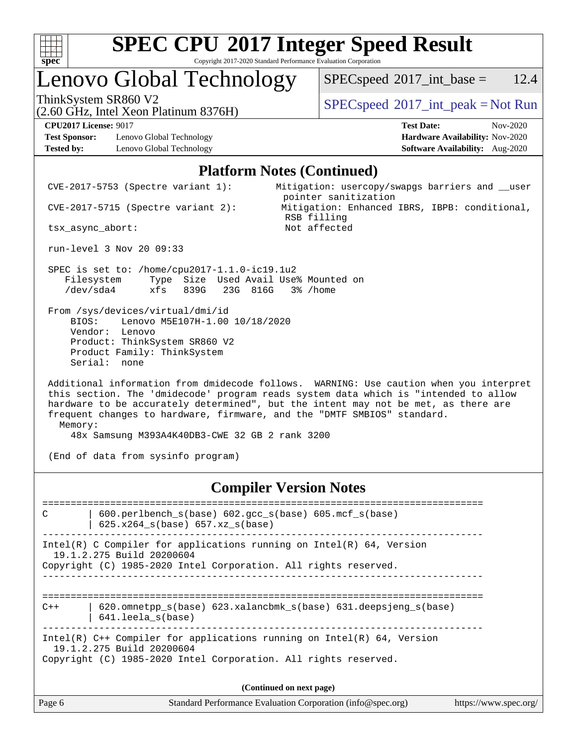## Platform Notes (Continued)

```
CVE-2017-5753 (Spectre variant 1):        Mitigation: usercopy/swapgs barriers and __user
                                           pointer sanitization
CVE-2017-5715 (Spectre variant 2):        Mitigation: Enhanced IBRS, IBPB: conditional,
                                           RSB filling
tsx_async_abort:                           Not affected

run-level 3 Nov 20 09:33

SPEC is set to: /home/cpu2017-1.1.0-ic19.1u2
   Filesystem     Type  Size  Used Avail Use% Mounted on
   /dev/sda4      xfs   839G   23G  816G   3% /home

From /sys/devices/virtual/dmi/id
    BIOS:    Lenovo M5E107H-1.00 10/18/2020
    Vendor:  Lenovo
    Product: ThinkSystem SR860 V2
    Product Family: ThinkSystem
    Serial:  none

Additional information from dmidecode follows.  WARNING: Use caution when you interpret
this section. The 'dmidecode' program reads system data which is "intended to allow
hardware to be accurately determined", but the intent may not be met, as there are
frequent changes to hardware, firmware, and the "DMTF SMBIOS" standard.
  Memory:
    48x Samsung M393A4K40DB3-CWE 32 GB 2 rank 3200

(End of data from sysinfo program)
```

## Compiler Version Notes

```
==============================================================================
C       | 600.perlbench_s(base) 602.gcc_s(base) 605.mcf_s(base)
        | 625.x264_s(base) 657.xz_s(base)
------------------------------------------------------------------------------
Intel(R) C Compiler for applications running on Intel(R) 64, Version
  19.1.2.275 Build 20200604
Copyright (C) 1985-2020 Intel Corporation. All rights reserved.
------------------------------------------------------------------------------

==============================================================================
C++     | 620.omnetpp_s(base) 623.xalancbmk_s(base) 631.deepsjeng_s(base)
        | 641.leela_s(base)
------------------------------------------------------------------------------
Intel(R) C++ Compiler for applications running on Intel(R) 64, Version
  19.1.2.275 Build 20200604
Copyright (C) 1985-2020 Intel Corporation. All rights reserved.
```

(Continued on next page)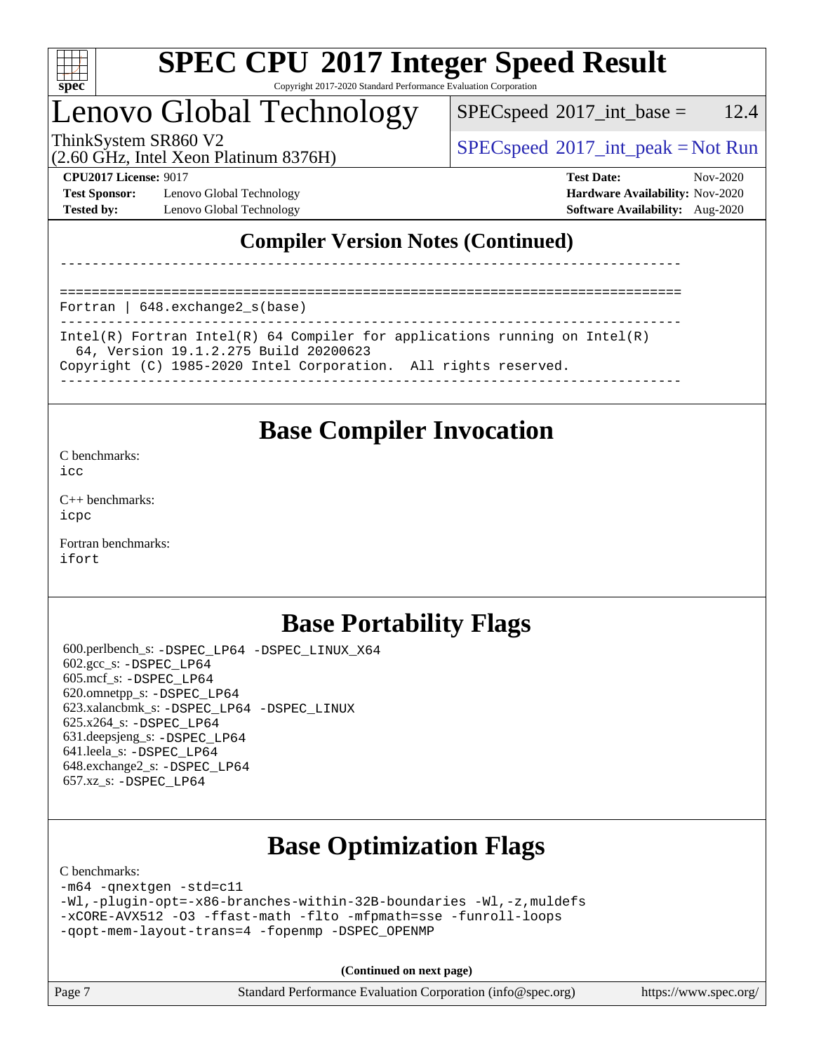## Compiler Version Notes (Continued)

```
------------------------------------------------------------------------------

==============================================================================
Fortran | 648.exchange2_s(base)
------------------------------------------------------------------------------
Intel(R) Fortran Intel(R) 64 Compiler for applications running on Intel(R)
  64, Version 19.1.2.275 Build 20200623
Copyright (C) 1985-2020 Intel Corporation.  All rights reserved.
------------------------------------------------------------------------------
```

## Base Compiler Invocation

C benchmarks:
`icc`

C++ benchmarks:
`icpc`

Fortran benchmarks:
`ifort`

## Base Portability Flags

600.perlbench_s: `-DSPEC_LP64 -DSPEC_LINUX_X64`
602.gcc_s: `-DSPEC_LP64`
605.mcf_s: `-DSPEC_LP64`
620.omnetpp_s: `-DSPEC_LP64`
623.xalancbmk_s: `-DSPEC_LP64 -DSPEC_LINUX`
625.x264_s: `-DSPEC_LP64`
631.deepsjeng_s: `-DSPEC_LP64`
641.leela_s: `-DSPEC_LP64`
648.exchange2_s: `-DSPEC_LP64`
657.xz_s: `-DSPEC_LP64`

## Base Optimization Flags

C benchmarks:

```
-m64 -qnextgen -std=c11
-Wl,-plugin-opt=-x86-branches-within-32B-boundaries -Wl,-z,muldefs
-xCORE-AVX512 -O3 -ffast-math -flto -mfpmath=sse -funroll-loops
-qopt-mem-layout-trans=4 -fopenmp -DSPEC_OPENMP
```

**(Continued on next page)**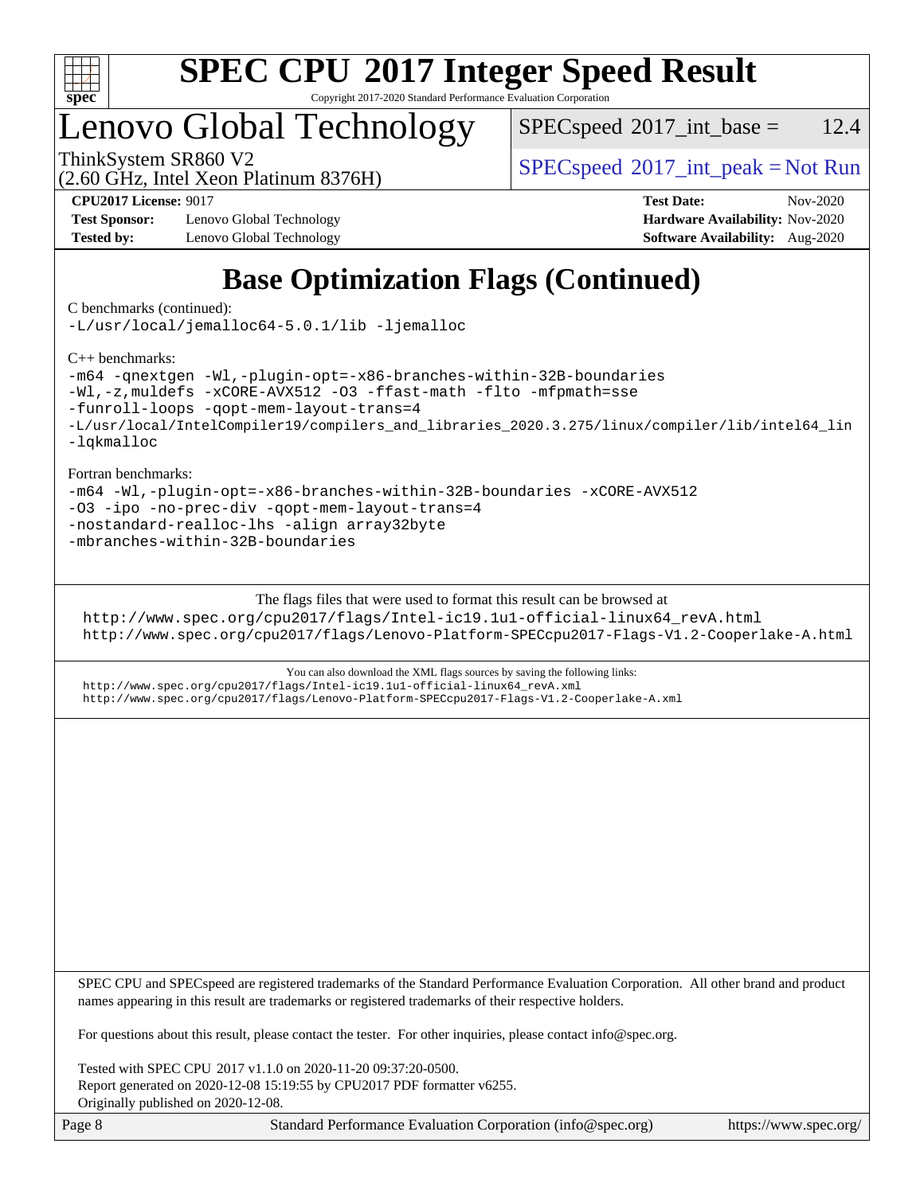# SPEC CPU 2017 Integer Speed Result

Copyright 2017-2020 Standard Performance Evaluation Corporation

# Lenovo Global Technology

ThinkSystem SR860 V2
(2.60 GHz, Intel Xeon Platinum 8376H)

SPECspeed 2017_int_base = 12.4

SPECspeed 2017_int_peak = Not Run

**CPU2017 License:** 9017
**Test Sponsor:** Lenovo Global Technology
**Tested by:** Lenovo Global Technology

**Test Date:** Nov-2020
**Hardware Availability:** Nov-2020
**Software Availability:** Aug-2020

## Base Optimization Flags (Continued)

C benchmarks (continued):

```
-L/usr/local/jemalloc64-5.0.1/lib -ljemalloc
```

C++ benchmarks:

```
-m64 -qnextgen -Wl,-plugin-opt=-x86-branches-within-32B-boundaries
-Wl,-z,muldefs -xCORE-AVX512 -O3 -ffast-math -flto -mfpmath=sse
-funroll-loops -qopt-mem-layout-trans=4
-L/usr/local/IntelCompiler19/compilers_and_libraries_2020.3.275/linux/compiler/lib/intel64_lin
-lqkmalloc
```

Fortran benchmarks:

```
-m64 -Wl,-plugin-opt=-x86-branches-within-32B-boundaries -xCORE-AVX512
-O3 -ipo -no-prec-div -qopt-mem-layout-trans=4
-nostandard-realloc-lhs -align array32byte
-mbranches-within-32B-boundaries
```

The flags files that were used to format this result can be browsed at

http://www.spec.org/cpu2017/flags/Intel-ic19.1u1-official-linux64_revA.html
http://www.spec.org/cpu2017/flags/Lenovo-Platform-SPECcpu2017-Flags-V1.2-Cooperlake-A.html

You can also download the XML flags sources by saving the following links:

http://www.spec.org/cpu2017/flags/Intel-ic19.1u1-official-linux64_revA.xml
http://www.spec.org/cpu2017/flags/Lenovo-Platform-SPECcpu2017-Flags-V1.2-Cooperlake-A.xml

SPEC CPU and SPECspeed are registered trademarks of the Standard Performance Evaluation Corporation. All other brand and product names appearing in this result are trademarks or registered trademarks of their respective holders.

For questions about this result, please contact the tester. For other inquiries, please contact info@spec.org.

Tested with SPEC CPU 2017 v1.1.0 on 2020-11-20 09:37:20-0500.
Report generated on 2020-12-08 15:19:55 by CPU2017 PDF formatter v6255.
Originally published on 2020-12-08.